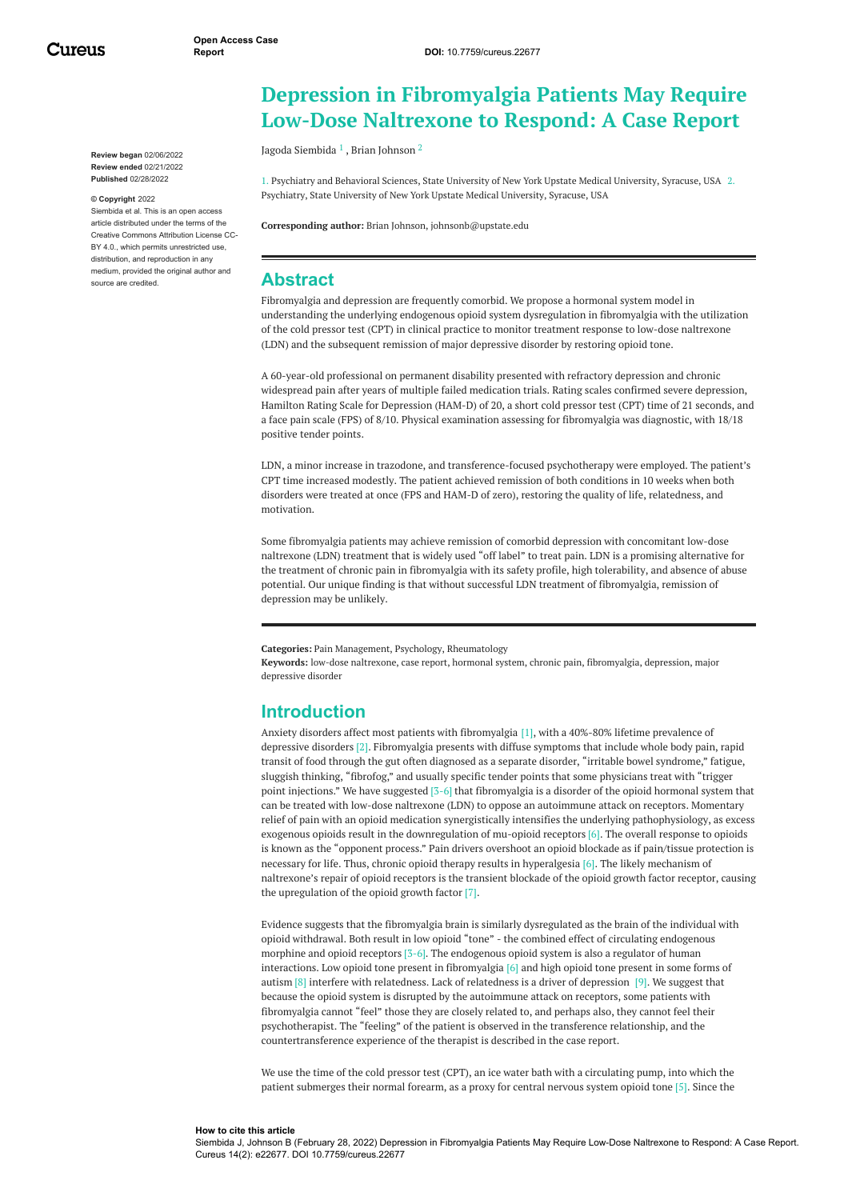# Depression in Fibromyalgia Patients May Require Low-Dose Naltrexone to Respond: A Case Report

Jagoda Siembida [1] , Brian Johnson [2]

1. Psychiatry and Behavioral Sciences, State University of New York Upstate Medical University, Syracuse, USA 2. Psychiatry, State University of New York Upstate Medical University, Syracuse, USA

**Corresponding author:** Brian Johnson, johnsonb@upstate.edu

**Review began** 02/06/2022
**Review ended** 02/21/2022
**Published** 02/28/2022

**© Copyright** 2022
Siembida et al. This is an open access article distributed under the terms of the Creative Commons Attribution License CC-BY 4.0., which permits unrestricted use, distribution, and reproduction in any medium, provided the original author and source are credited.

## Abstract

Fibromyalgia and depression are frequently comorbid. We propose a hormonal system model in understanding the underlying endogenous opioid system dysregulation in fibromyalgia with the utilization of the cold pressor test (CPT) in clinical practice to monitor treatment response to low-dose naltrexone (LDN) and the subsequent remission of major depressive disorder by restoring opioid tone.

A 60-year-old professional on permanent disability presented with refractory depression and chronic widespread pain after years of multiple failed medication trials. Rating scales confirmed severe depression, Hamilton Rating Scale for Depression (HAM-D) of 20, a short cold pressor test (CPT) time of 21 seconds, and a face pain scale (FPS) of 8/10. Physical examination assessing for fibromyalgia was diagnostic, with 18/18 positive tender points.

LDN, a minor increase in trazodone, and transference-focused psychotherapy were employed. The patient's CPT time increased modestly. The patient achieved remission of both conditions in 10 weeks when both disorders were treated at once (FPS and HAM-D of zero), restoring the quality of life, relatedness, and motivation.

Some fibromyalgia patients may achieve remission of comorbid depression with concomitant low-dose naltrexone (LDN) treatment that is widely used "off label" to treat pain. LDN is a promising alternative for the treatment of chronic pain in fibromyalgia with its safety profile, high tolerability, and absence of abuse potential. Our unique finding is that without successful LDN treatment of fibromyalgia, remission of depression may be unlikely.

**Categories:** Pain Management, Psychology, Rheumatology
**Keywords:** low-dose naltrexone, case report, hormonal system, chronic pain, fibromyalgia, depression, major depressive disorder

## Introduction

Anxiety disorders affect most patients with fibromyalgia [1], with a 40%-80% lifetime prevalence of depressive disorders [2]. Fibromyalgia presents with diffuse symptoms that include whole body pain, rapid transit of food through the gut often diagnosed as a separate disorder, "irritable bowel syndrome," fatigue, sluggish thinking, "fibrofog," and usually specific tender points that some physicians treat with "trigger point injections." We have suggested [3-6] that fibromyalgia is a disorder of the opioid hormonal system that can be treated with low-dose naltrexone (LDN) to oppose an autoimmune attack on receptors. Momentary relief of pain with an opioid medication synergistically intensifies the underlying pathophysiology, as excess exogenous opioids result in the downregulation of mu-opioid receptors [6]. The overall response to opioids is known as the "opponent process." Pain drivers overshoot an opioid blockade as if pain/tissue protection is necessary for life. Thus, chronic opioid therapy results in hyperalgesia [6]. The likely mechanism of naltrexone's repair of opioid receptors is the transient blockade of the opioid growth factor receptor, causing the upregulation of the opioid growth factor [7].

Evidence suggests that the fibromyalgia brain is similarly dysregulated as the brain of the individual with opioid withdrawal. Both result in low opioid "tone" - the combined effect of circulating endogenous morphine and opioid receptors [3-6]. The endogenous opioid system is also a regulator of human interactions. Low opioid tone present in fibromyalgia [6] and high opioid tone present in some forms of autism [8] interfere with relatedness. Lack of relatedness is a driver of depression [9]. We suggest that because the opioid system is disrupted by the autoimmune attack on receptors, some patients with fibromyalgia cannot "feel" those they are closely related to, and perhaps also, they cannot feel their psychotherapist. The "feeling" of the patient is observed in the transference relationship, and the countertransference experience of the therapist is described in the case report.

We use the time of the cold pressor test (CPT), an ice water bath with a circulating pump, into which the patient submerges their normal forearm, as a proxy for central nervous system opioid tone [5]. Since the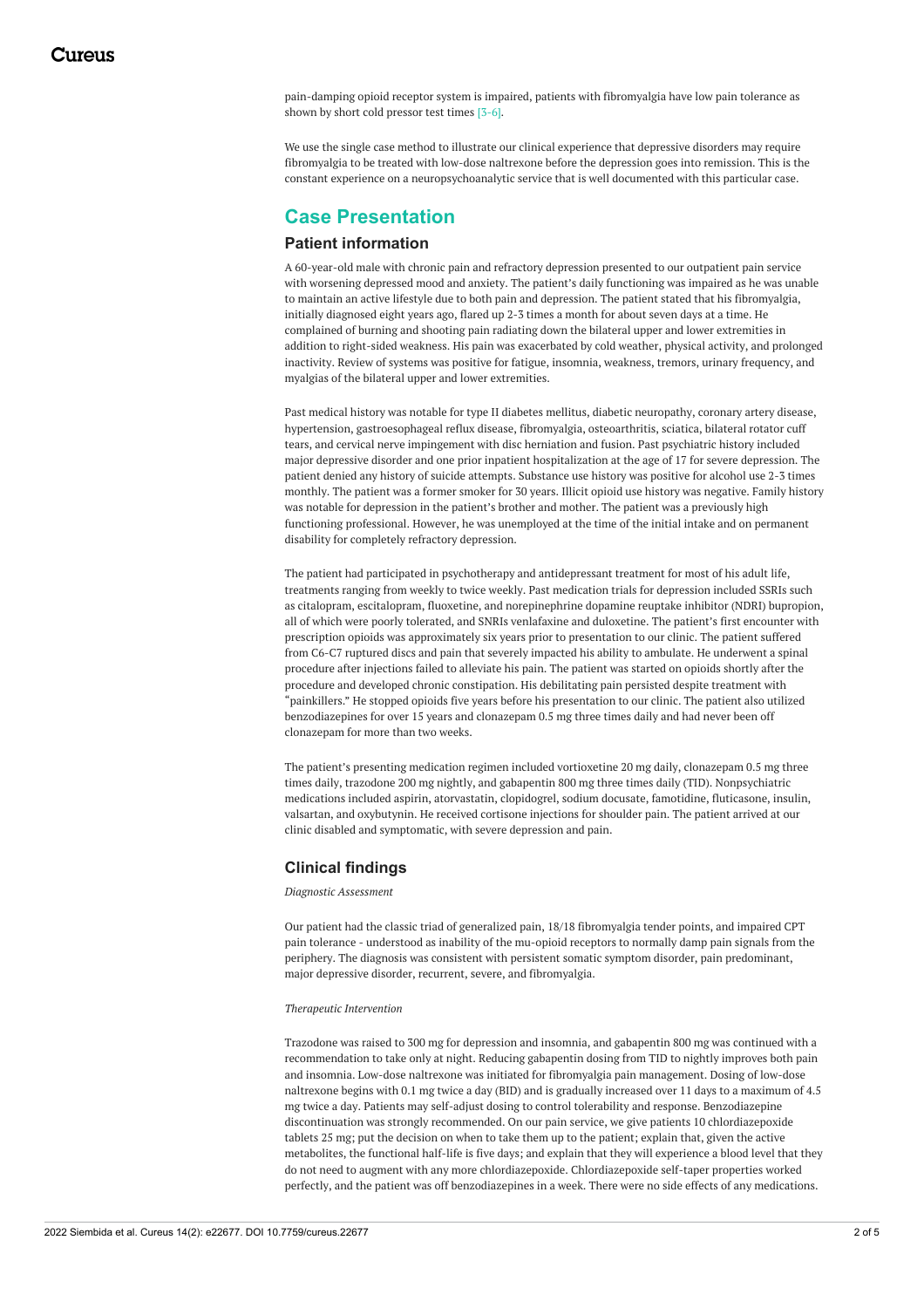pain-damping opioid receptor system is impaired, patients with fibromyalgia have low pain tolerance as shown by short cold pressor test times [3-6].

We use the single case method to illustrate our clinical experience that depressive disorders may require fibromyalgia to be treated with low-dose naltrexone before the depression goes into remission. This is the constant experience on a neuropsychoanalytic service that is well documented with this particular case.

## Case Presentation

### Patient information

A 60-year-old male with chronic pain and refractory depression presented to our outpatient pain service with worsening depressed mood and anxiety. The patient's daily functioning was impaired as he was unable to maintain an active lifestyle due to both pain and depression. The patient stated that his fibromyalgia, initially diagnosed eight years ago, flared up 2-3 times a month for about seven days at a time. He complained of burning and shooting pain radiating down the bilateral upper and lower extremities in addition to right-sided weakness. His pain was exacerbated by cold weather, physical activity, and prolonged inactivity. Review of systems was positive for fatigue, insomnia, weakness, tremors, urinary frequency, and myalgias of the bilateral upper and lower extremities.

Past medical history was notable for type II diabetes mellitus, diabetic neuropathy, coronary artery disease, hypertension, gastroesophageal reflux disease, fibromyalgia, osteoarthritis, sciatica, bilateral rotator cuff tears, and cervical nerve impingement with disc herniation and fusion. Past psychiatric history included major depressive disorder and one prior inpatient hospitalization at the age of 17 for severe depression. The patient denied any history of suicide attempts. Substance use history was positive for alcohol use 2-3 times monthly. The patient was a former smoker for 30 years. Illicit opioid use history was negative. Family history was notable for depression in the patient's brother and mother. The patient was a previously high functioning professional. However, he was unemployed at the time of the initial intake and on permanent disability for completely refractory depression.

The patient had participated in psychotherapy and antidepressant treatment for most of his adult life, treatments ranging from weekly to twice weekly. Past medication trials for depression included SSRIs such as citalopram, escitalopram, fluoxetine, and norepinephrine dopamine reuptake inhibitor (NDRI) bupropion, all of which were poorly tolerated, and SNRIs venlafaxine and duloxetine. The patient's first encounter with prescription opioids was approximately six years prior to presentation to our clinic. The patient suffered from C6-C7 ruptured discs and pain that severely impacted his ability to ambulate. He underwent a spinal procedure after injections failed to alleviate his pain. The patient was started on opioids shortly after the procedure and developed chronic constipation. His debilitating pain persisted despite treatment with "painkillers." He stopped opioids five years before his presentation to our clinic. The patient also utilized benzodiazepines for over 15 years and clonazepam 0.5 mg three times daily and had never been off clonazepam for more than two weeks.

The patient's presenting medication regimen included vortioxetine 20 mg daily, clonazepam 0.5 mg three times daily, trazodone 200 mg nightly, and gabapentin 800 mg three times daily (TID). Nonpsychiatric medications included aspirin, atorvastatin, clopidogrel, sodium docusate, famotidine, fluticasone, insulin, valsartan, and oxybutynin. He received cortisone injections for shoulder pain. The patient arrived at our clinic disabled and symptomatic, with severe depression and pain.

### Clinical findings

*Diagnostic Assessment*

Our patient had the classic triad of generalized pain, 18/18 fibromyalgia tender points, and impaired CPT pain tolerance - understood as inability of the mu-opioid receptors to normally damp pain signals from the periphery. The diagnosis was consistent with persistent somatic symptom disorder, pain predominant, major depressive disorder, recurrent, severe, and fibromyalgia.

*Therapeutic Intervention*

Trazodone was raised to 300 mg for depression and insomnia, and gabapentin 800 mg was continued with a recommendation to take only at night. Reducing gabapentin dosing from TID to nightly improves both pain and insomnia. Low-dose naltrexone was initiated for fibromyalgia pain management. Dosing of low-dose naltrexone begins with 0.1 mg twice a day (BID) and is gradually increased over 11 days to a maximum of 4.5 mg twice a day. Patients may self-adjust dosing to control tolerability and response. Benzodiazepine discontinuation was strongly recommended. On our pain service, we give patients 10 chlordiazepoxide tablets 25 mg; put the decision on when to take them up to the patient; explain that, given the active metabolites, the functional half-life is five days; and explain that they will experience a blood level that they do not need to augment with any more chlordiazepoxide. Chlordiazepoxide self-taper properties worked perfectly, and the patient was off benzodiazepines in a week. There were no side effects of any medications.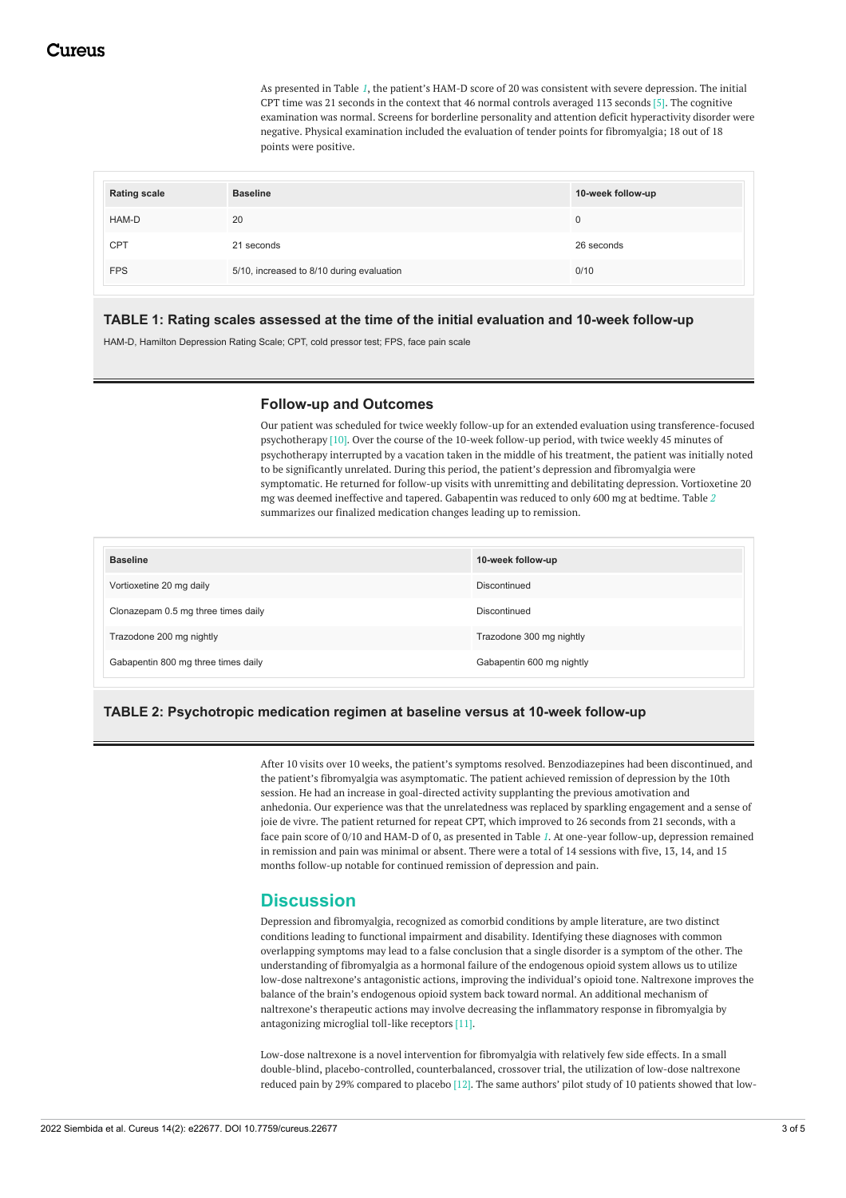As presented in Table 1, the patient's HAM-D score of 20 was consistent with severe depression. The initial CPT time was 21 seconds in the context that 46 normal controls averaged 113 seconds [5]. The cognitive examination was normal. Screens for borderline personality and attention deficit hyperactivity disorder were negative. Physical examination included the evaluation of tender points for fibromyalgia; 18 out of 18 points were positive.

| Rating scale | Baseline | 10-week follow-up |
| --- | --- | --- |
| HAM-D | 20 | 0 |
| CPT | 21 seconds | 26 seconds |
| FPS | 5/10, increased to 8/10 during evaluation | 0/10 |

**TABLE 1: Rating scales assessed at the time of the initial evaluation and 10-week follow-up**

HAM-D, Hamilton Depression Rating Scale; CPT, cold pressor test; FPS, face pain scale

### Follow-up and Outcomes

Our patient was scheduled for twice weekly follow-up for an extended evaluation using transference-focused psychotherapy [10]. Over the course of the 10-week follow-up period, with twice weekly 45 minutes of psychotherapy interrupted by a vacation taken in the middle of his treatment, the patient was initially noted to be significantly unrelated. During this period, the patient's depression and fibromyalgia were symptomatic. He returned for follow-up visits with unremitting and debilitating depression. Vortioxetine 20 mg was deemed ineffective and tapered. Gabapentin was reduced to only 600 mg at bedtime. Table 2 summarizes our finalized medication changes leading up to remission.

| Baseline | 10-week follow-up |
| --- | --- |
| Vortioxetine 20 mg daily | Discontinued |
| Clonazepam 0.5 mg three times daily | Discontinued |
| Trazodone 200 mg nightly | Trazodone 300 mg nightly |
| Gabapentin 800 mg three times daily | Gabapentin 600 mg nightly |

**TABLE 2: Psychotropic medication regimen at baseline versus at 10-week follow-up**

After 10 visits over 10 weeks, the patient's symptoms resolved. Benzodiazepines had been discontinued, and the patient's fibromyalgia was asymptomatic. The patient achieved remission of depression by the 10th session. He had an increase in goal-directed activity supplanting the previous amotivation and anhedonia. Our experience was that the unrelatedness was replaced by sparkling engagement and a sense of joie de vivre. The patient returned for repeat CPT, which improved to 26 seconds from 21 seconds, with a face pain score of 0/10 and HAM-D of 0, as presented in Table 1. At one-year follow-up, depression remained in remission and pain was minimal or absent. There were a total of 14 sessions with five, 13, 14, and 15 months follow-up notable for continued remission of depression and pain.

## Discussion

Depression and fibromyalgia, recognized as comorbid conditions by ample literature, are two distinct conditions leading to functional impairment and disability. Identifying these diagnoses with common overlapping symptoms may lead to a false conclusion that a single disorder is a symptom of the other. The understanding of fibromyalgia as a hormonal failure of the endogenous opioid system allows us to utilize low-dose naltrexone's antagonistic actions, improving the individual's opioid tone. Naltrexone improves the balance of the brain's endogenous opioid system back toward normal. An additional mechanism of naltrexone's therapeutic actions may involve decreasing the inflammatory response in fibromyalgia by antagonizing microglial toll-like receptors [11].

Low-dose naltrexone is a novel intervention for fibromyalgia with relatively few side effects. In a small double-blind, placebo-controlled, counterbalanced, crossover trial, the utilization of low-dose naltrexone reduced pain by 29% compared to placebo [12]. The same authors' pilot study of 10 patients showed that low-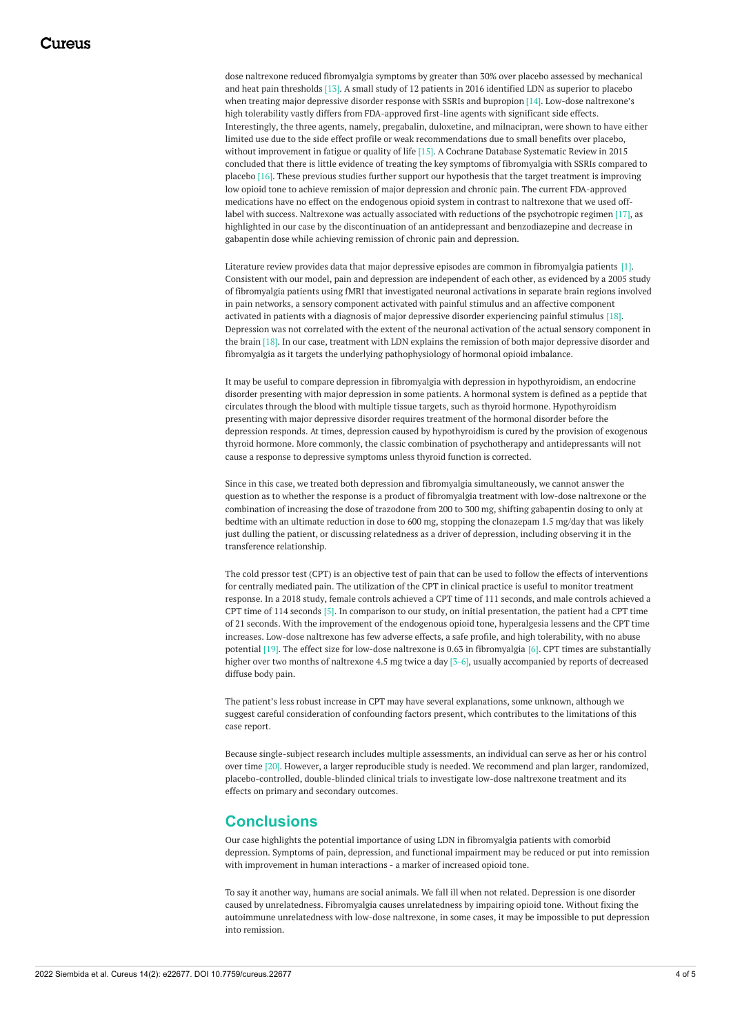dose naltrexone reduced fibromyalgia symptoms by greater than 30% over placebo assessed by mechanical and heat pain thresholds [13]. A small study of 12 patients in 2016 identified LDN as superior to placebo when treating major depressive disorder response with SSRIs and bupropion [14]. Low-dose naltrexone's high tolerability vastly differs from FDA-approved first-line agents with significant side effects. Interestingly, the three agents, namely, pregabalin, duloxetine, and milnacipran, were shown to have either limited use due to the side effect profile or weak recommendations due to small benefits over placebo, without improvement in fatigue or quality of life [15]. A Cochrane Database Systematic Review in 2015 concluded that there is little evidence of treating the key symptoms of fibromyalgia with SSRIs compared to placebo [16]. These previous studies further support our hypothesis that the target treatment is improving low opioid tone to achieve remission of major depression and chronic pain. The current FDA-approved medications have no effect on the endogenous opioid system in contrast to naltrexone that we used off-label with success. Naltrexone was actually associated with reductions of the psychotropic regimen [17], as highlighted in our case by the discontinuation of an antidepressant and benzodiazepine and decrease in gabapentin dose while achieving remission of chronic pain and depression.

Literature review provides data that major depressive episodes are common in fibromyalgia patients [1]. Consistent with our model, pain and depression are independent of each other, as evidenced by a 2005 study of fibromyalgia patients using fMRI that investigated neuronal activations in separate brain regions involved in pain networks, a sensory component activated with painful stimulus and an affective component activated in patients with a diagnosis of major depressive disorder experiencing painful stimulus [18]. Depression was not correlated with the extent of the neuronal activation of the actual sensory component in the brain [18]. In our case, treatment with LDN explains the remission of both major depressive disorder and fibromyalgia as it targets the underlying pathophysiology of hormonal opioid imbalance.

It may be useful to compare depression in fibromyalgia with depression in hypothyroidism, an endocrine disorder presenting with major depression in some patients. A hormonal system is defined as a peptide that circulates through the blood with multiple tissue targets, such as thyroid hormone. Hypothyroidism presenting with major depressive disorder requires treatment of the hormonal disorder before the depression responds. At times, depression caused by hypothyroidism is cured by the provision of exogenous thyroid hormone. More commonly, the classic combination of psychotherapy and antidepressants will not cause a response to depressive symptoms unless thyroid function is corrected.

Since in this case, we treated both depression and fibromyalgia simultaneously, we cannot answer the question as to whether the response is a product of fibromyalgia treatment with low-dose naltrexone or the combination of increasing the dose of trazodone from 200 to 300 mg, shifting gabapentin dosing to only at bedtime with an ultimate reduction in dose to 600 mg, stopping the clonazepam 1.5 mg/day that was likely just dulling the patient, or discussing relatedness as a driver of depression, including observing it in the transference relationship.

The cold pressor test (CPT) is an objective test of pain that can be used to follow the effects of interventions for centrally mediated pain. The utilization of the CPT in clinical practice is useful to monitor treatment response. In a 2018 study, female controls achieved a CPT time of 111 seconds, and male controls achieved a CPT time of 114 seconds [5]. In comparison to our study, on initial presentation, the patient had a CPT time of 21 seconds. With the improvement of the endogenous opioid tone, hyperalgesia lessens and the CPT time increases. Low-dose naltrexone has few adverse effects, a safe profile, and high tolerability, with no abuse potential [19]. The effect size for low-dose naltrexone is 0.63 in fibromyalgia [6]. CPT times are substantially higher over two months of naltrexone 4.5 mg twice a day [3-6], usually accompanied by reports of decreased diffuse body pain.

The patient's less robust increase in CPT may have several explanations, some unknown, although we suggest careful consideration of confounding factors present, which contributes to the limitations of this case report.

Because single-subject research includes multiple assessments, an individual can serve as her or his control over time [20]. However, a larger reproducible study is needed. We recommend and plan larger, randomized, placebo-controlled, double-blinded clinical trials to investigate low-dose naltrexone treatment and its effects on primary and secondary outcomes.

## Conclusions

Our case highlights the potential importance of using LDN in fibromyalgia patients with comorbid depression. Symptoms of pain, depression, and functional impairment may be reduced or put into remission with improvement in human interactions - a marker of increased opioid tone.

To say it another way, humans are social animals. We fall ill when not related. Depression is one disorder caused by unrelatedness. Fibromyalgia causes unrelatedness by impairing opioid tone. Without fixing the autoimmune unrelatedness with low-dose naltrexone, in some cases, it may be impossible to put depression into remission.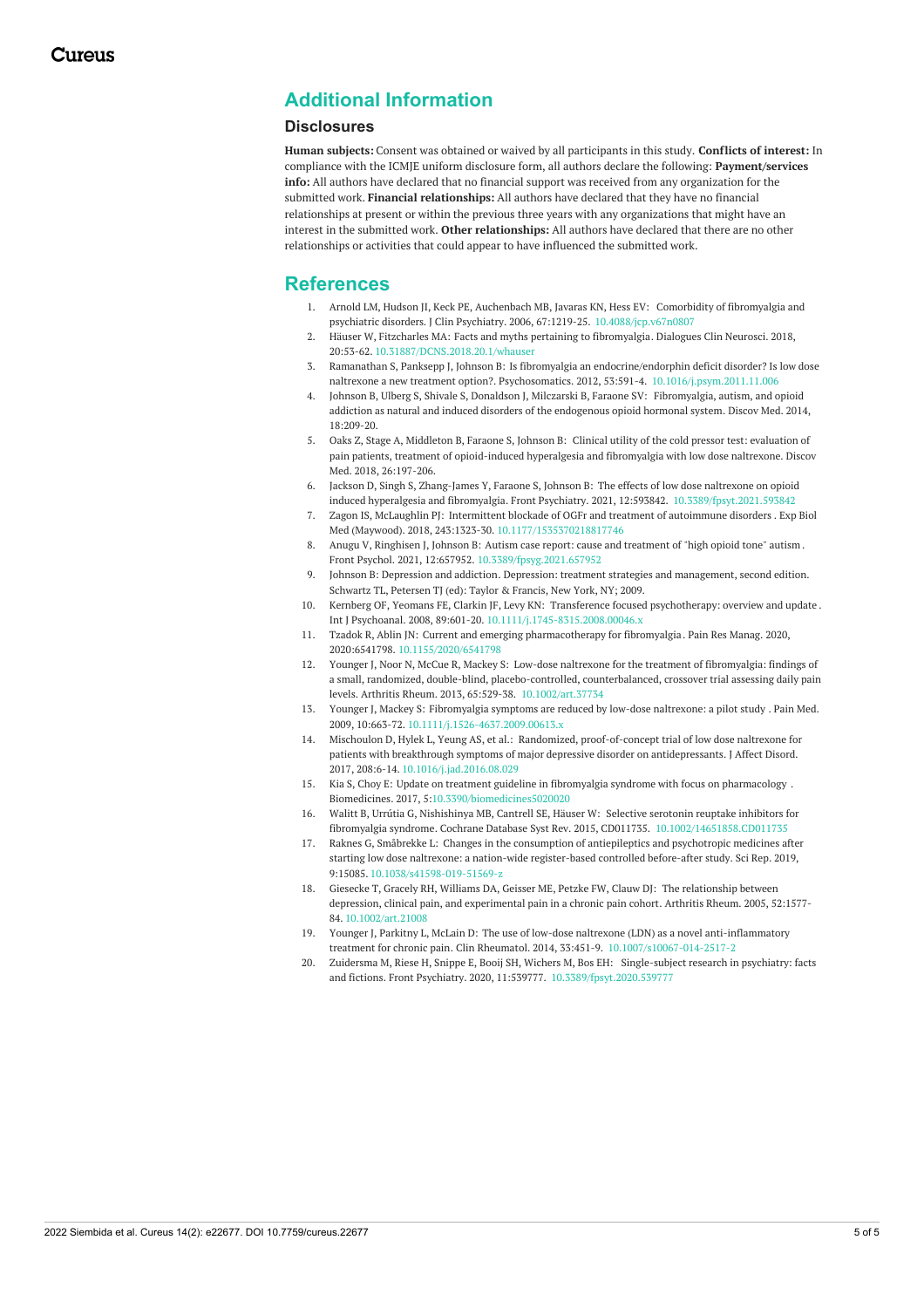## Additional Information

### Disclosures

**Human subjects:** Consent was obtained or waived by all participants in this study. **Conflicts of interest:** In compliance with the ICMJE uniform disclosure form, all authors declare the following: **Payment/services info:** All authors have declared that no financial support was received from any organization for the submitted work. **Financial relationships:** All authors have declared that they have no financial relationships at present or within the previous three years with any organizations that might have an interest in the submitted work. **Other relationships:** All authors have declared that there are no other relationships or activities that could appear to have influenced the submitted work.

## References

1. Arnold LM, Hudson JI, Keck PE, Auchenbach MB, Javaras KN, Hess EV: Comorbidity of fibromyalgia and psychiatric disorders. J Clin Psychiatry. 2006, 67:1219-25. 10.4088/jcp.v67n0807
2. Häuser W, Fitzcharles MA: Facts and myths pertaining to fibromyalgia. Dialogues Clin Neurosci. 2018, 20:53-62. 10.31887/DCNS.2018.20.1/whauser
3. Ramanathan S, Panksepp J, Johnson B: Is fibromyalgia an endocrine/endorphin deficit disorder? Is low dose naltrexone a new treatment option?. Psychosomatics. 2012, 53:591-4. 10.1016/j.psym.2011.11.006
4. Johnson B, Ulberg S, Shivale S, Donaldson J, Milczarski B, Faraone SV: Fibromyalgia, autism, and opioid addiction as natural and induced disorders of the endogenous opioid hormonal system. Discov Med. 2014, 18:209-20.
5. Oaks Z, Stage A, Middleton B, Faraone S, Johnson B: Clinical utility of the cold pressor test: evaluation of pain patients, treatment of opioid-induced hyperalgesia and fibromyalgia with low dose naltrexone. Discov Med. 2018, 26:197-206.
6. Jackson D, Singh S, Zhang-James Y, Faraone S, Johnson B: The effects of low dose naltrexone on opioid induced hyperalgesia and fibromyalgia. Front Psychiatry. 2021, 12:593842. 10.3389/fpsyt.2021.593842
7. Zagon IS, McLaughlin PJ: Intermittent blockade of OGFr and treatment of autoimmune disorders . Exp Biol Med (Maywood). 2018, 243:1323-30. 10.1177/1535370218817746
8. Anugu V, Ringhisen J, Johnson B: Autism case report: cause and treatment of "high opioid tone" autism . Front Psychol. 2021, 12:657952. 10.3389/fpsyg.2021.657952
9. Johnson B: Depression and addiction. Depression: treatment strategies and management, second edition. Schwartz TL, Petersen TJ (ed): Taylor & Francis, New York, NY; 2009.
10. Kernberg OF, Yeomans FE, Clarkin JF, Levy KN: Transference focused psychotherapy: overview and update . Int J Psychoanal. 2008, 89:601-20. 10.1111/j.1745-8315.2008.00046.x
11. Tzadok R, Ablin JN: Current and emerging pharmacotherapy for fibromyalgia . Pain Res Manag. 2020, 2020:6541798. 10.1155/2020/6541798
12. Younger J, Noor N, McCue R, Mackey S: Low-dose naltrexone for the treatment of fibromyalgia: findings of a small, randomized, double-blind, placebo-controlled, counterbalanced, crossover trial assessing daily pain levels. Arthritis Rheum. 2013, 65:529-38. 10.1002/art.37734
13. Younger J, Mackey S: Fibromyalgia symptoms are reduced by low-dose naltrexone: a pilot study . Pain Med. 2009, 10:663-72. 10.1111/j.1526-4637.2009.00613.x
14. Mischoulon D, Hylek L, Yeung AS, et al.: Randomized, proof-of-concept trial of low dose naltrexone for patients with breakthrough symptoms of major depressive disorder on antidepressants. J Affect Disord. 2017, 208:6-14. 10.1016/j.jad.2016.08.029
15. Kia S, Choy E: Update on treatment guideline in fibromyalgia syndrome with focus on pharmacology . Biomedicines. 2017, 5:10.3390/biomedicines5020020
16. Walitt B, Urrútia G, Nishishinya MB, Cantrell SE, Häuser W: Selective serotonin reuptake inhibitors for fibromyalgia syndrome. Cochrane Database Syst Rev. 2015, CD011735. 10.1002/14651858.CD011735
17. Raknes G, Småbrekke L: Changes in the consumption of antiepileptics and psychotropic medicines after starting low dose naltrexone: a nation-wide register-based controlled before-after study. Sci Rep. 2019, 9:15085. 10.1038/s41598-019-51569-z
18. Giesecke T, Gracely RH, Williams DA, Geisser ME, Petzke FW, Clauw DJ: The relationship between depression, clinical pain, and experimental pain in a chronic pain cohort. Arthritis Rheum. 2005, 52:1577-84. 10.1002/art.21008
19. Younger J, Parkitny L, McLain D: The use of low-dose naltrexone (LDN) as a novel anti-inflammatory treatment for chronic pain. Clin Rheumatol. 2014, 33:451-9. 10.1007/s10067-014-2517-2
20. Zuidersma M, Riese H, Snippe E, Booij SH, Wichers M, Bos EH: Single-subject research in psychiatry: facts and fictions. Front Psychiatry. 2020, 11:539777. 10.3389/fpsyt.2020.539777